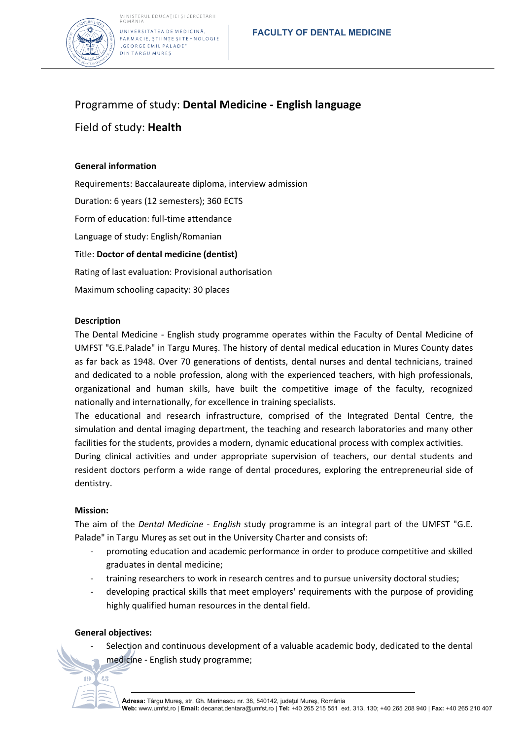MINISTERUL EDUCAȚIEI ȘI CERCETĂRII
ROMÂNIA

UNIVERSITATEA DE MEDICINĂ, FARMACIE, ȘTIINȚE ȘI TEHNOLOGIE „GEORGE EMIL PALADE" DIN TÂRGU MUREȘ

**FACULTY OF DENTAL MEDICINE**

# Programme of study: **Dental Medicine - English language**

## Field of study: **Health**

### General information

Requirements: Baccalaureate diploma, interview admission

Duration: 6 years (12 semesters); 360 ECTS

Form of education: full-time attendance

Language of study: English/Romanian

Title: **Doctor of dental medicine (dentist)**

Rating of last evaluation: Provisional authorisation

Maximum schooling capacity: 30 places

### Description

The Dental Medicine - English study programme operates within the Faculty of Dental Medicine of UMFST "G.E.Palade" in Targu Mureş. The history of dental medical education in Mures County dates as far back as 1948. Over 70 generations of dentists, dental nurses and dental technicians, trained and dedicated to a noble profession, along with the experienced teachers, with high professionals, organizational and human skills, have built the competitive image of the faculty, recognized nationally and internationally, for excellence in training specialists.

The educational and research infrastructure, comprised of the Integrated Dental Centre, the simulation and dental imaging department, the teaching and research laboratories and many other facilities for the students, provides a modern, dynamic educational process with complex activities.

During clinical activities and under appropriate supervision of teachers, our dental students and resident doctors perform a wide range of dental procedures, exploring the entrepreneurial side of dentistry.

### Mission:

The aim of the *Dental Medicine - English* study programme is an integral part of the UMFST "G.E. Palade" in Targu Mureş as set out in the University Charter and consists of:

- promoting education and academic performance in order to produce competitive and skilled graduates in dental medicine;
- training researchers to work in research centres and to pursue university doctoral studies;
- developing practical skills that meet employers' requirements with the purpose of providing highly qualified human resources in the dental field.

### General objectives:

- Selection and continuous development of a valuable academic body, dedicated to the dental medicine - English study programme;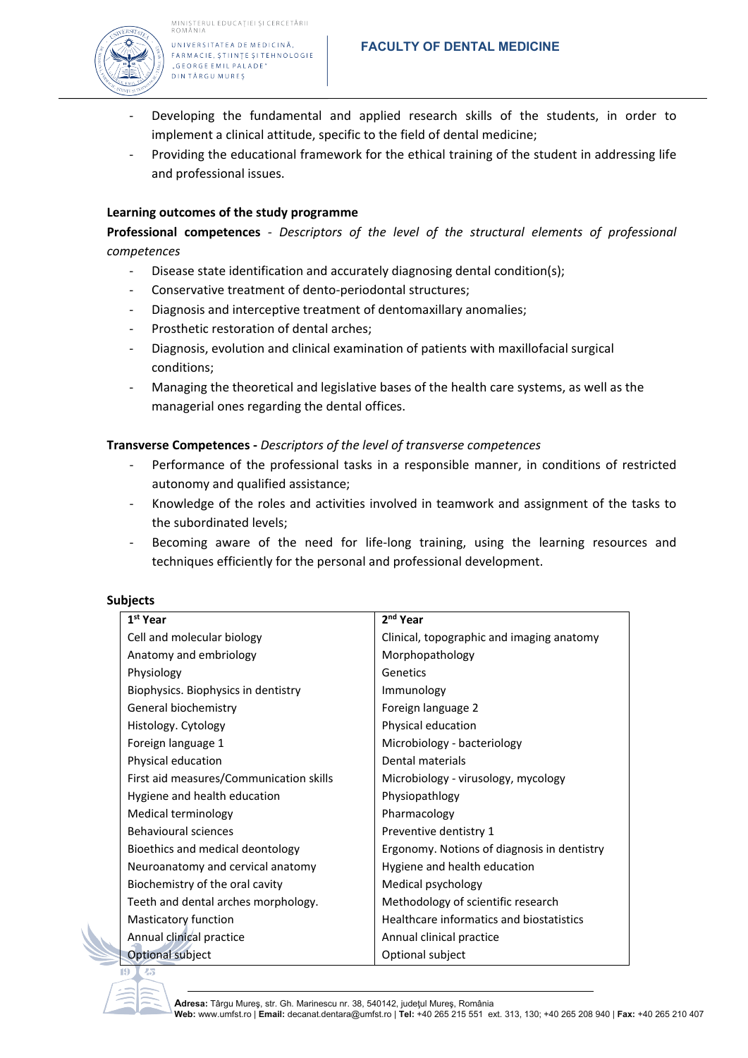- Developing the fundamental and applied research skills of the students, in order to implement a clinical attitude, specific to the field of dental medicine;
- Providing the educational framework for the ethical training of the student in addressing life and professional issues.

**Learning outcomes of the study programme**

**Professional competences** - *Descriptors of the level of the structural elements of professional competences*

- Disease state identification and accurately diagnosing dental condition(s);
- Conservative treatment of dento-periodontal structures;
- Diagnosis and interceptive treatment of dentomaxillary anomalies;
- Prosthetic restoration of dental arches;
- Diagnosis, evolution and clinical examination of patients with maxillofacial surgical conditions;
- Managing the theoretical and legislative bases of the health care systems, as well as the managerial ones regarding the dental offices.

**Transverse Competences -** *Descriptors of the level of transverse competences*

- Performance of the professional tasks in a responsible manner, in conditions of restricted autonomy and qualified assistance;
- Knowledge of the roles and activities involved in teamwork and assignment of the tasks to the subordinated levels;
- Becoming aware of the need for life-long training, using the learning resources and techniques efficiently for the personal and professional development.

**Subjects**

| 1st Year | 2nd Year |
|---|---|
| Cell and molecular biology | Clinical, topographic and imaging anatomy |
| Anatomy and embriology | Morphopathology |
| Physiology | Genetics |
| Biophysics. Biophysics in dentistry | Immunology |
| General biochemistry | Foreign language 2 |
| Histology. Cytology | Physical education |
| Foreign language 1 | Microbiology - bacteriology |
| Physical education | Dental materials |
| First aid measures/Communication skills | Microbiology - virusology, mycology |
| Hygiene and health education | Physiopathlogy |
| Medical terminology | Pharmacology |
| Behavioural sciences | Preventive dentistry 1 |
| Bioethics and medical deontology | Ergonomy. Notions of diagnosis in dentistry |
| Neuroanatomy and cervical anatomy | Hygiene and health education |
| Biochemistry of the oral cavity | Medical psychology |
| Teeth and dental arches morphology. | Methodology of scientific research |
| Masticatory function | Healthcare informatics and biostatistics |
| Annual clinical practice | Annual clinical practice |
| Optional subject | Optional subject |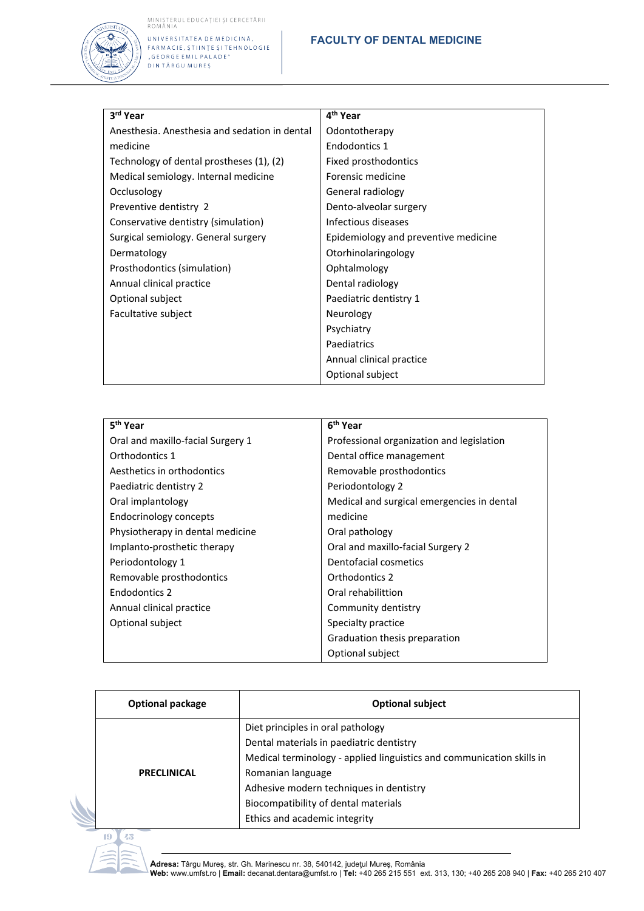| 3rd Year | 4th Year |
| --- | --- |
| Anesthesia. Anesthesia and sedation in dental medicine | Odontotherapy |
| Technology of dental prostheses (1), (2) | Endodontics 1 |
| Medical semiology. Internal medicine | Fixed prosthodontics |
| Occlusology | Forensic medicine |
| Preventive dentistry 2 | General radiology |
| Conservative dentistry (simulation) | Dento-alveolar surgery |
| Surgical semiology. General surgery | Infectious diseases |
| Dermatology | Epidemiology and preventive medicine |
| Prosthodontics (simulation) | Otorhinolaringology |
| Annual clinical practice | Ophtalmology |
| Optional subject | Dental radiology |
| Facultative subject | Paediatric dentistry 1 |
| | Neurology |
| | Psychiatry |
| | Paediatrics |
| | Annual clinical practice |
| | Optional subject |

| 5th Year | 6th Year |
| --- | --- |
| Oral and maxillo-facial Surgery 1 | Professional organization and legislation |
| Orthodontics 1 | Dental office management |
| Aesthetics in orthodontics | Removable prosthodontics |
| Paediatric dentistry 2 | Periodontology 2 |
| Oral implantology | Medical and surgical emergencies in dental medicine |
| Endocrinology concepts | Oral pathology |
| Physiotherapy in dental medicine | Oral and maxillo-facial Surgery 2 |
| Implanto-prosthetic therapy | Dentofacial cosmetics |
| Periodontology 1 | Orthodontics 2 |
| Removable prosthodontics | Oral rehabilittion |
| Endodontics 2 | Community dentistry |
| Annual clinical practice | Specialty practice |
| Optional subject | Graduation thesis preparation |
| | Optional subject |

| Optional package | Optional subject |
| --- | --- |
| **PRECLINICAL** | Diet principles in oral pathology<br>Dental materials in paediatric dentistry<br>Medical terminology - applied linguistics and communication skills in Romanian language<br>Adhesive modern techniques in dentistry<br>Biocompatibility of dental materials<br>Ethics and academic integrity |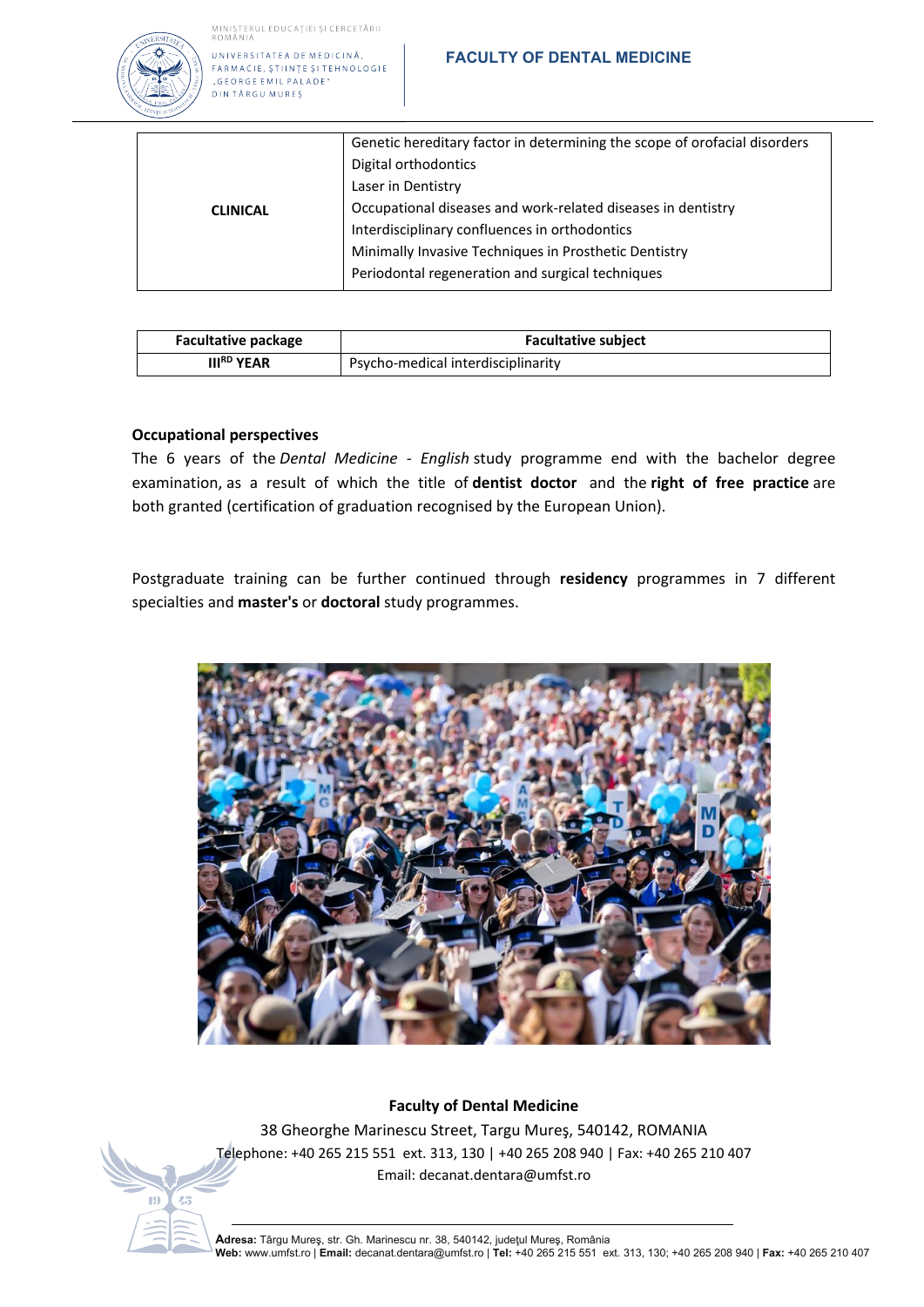| | |
|---|---|
| **CLINICAL** | Genetic hereditary factor in determining the scope of orofacial disorders<br>Digital orthodontics<br>Laser in Dentistry<br>Occupational diseases and work-related diseases in dentistry<br>Interdisciplinary confluences in orthodontics<br>Minimally Invasive Techniques in Prosthetic Dentistry<br>Periodontal regeneration and surgical techniques |

| Facultative package | Facultative subject |
|---|---|
| III[RD] YEAR | Psycho-medical interdisciplinarity |

**Occupational perspectives**

The 6 years of the *Dental Medicine - English* study programme end with the bachelor degree examination, as a result of which the title of **dentist doctor** and the **right of free practice** are both granted (certification of graduation recognised by the European Union).

Postgraduate training can be further continued through **residency** programmes in 7 different specialties and **master's** or **doctoral** study programmes.

**Faculty of Dental Medicine**

38 Gheorghe Marinescu Street, Targu Mureş, 540142, ROMANIA

Telephone: +40 265 215 551 ext. 313, 130 | +40 265 208 940 | Fax: +40 265 210 407

Email: decanat.dentara@umfst.ro